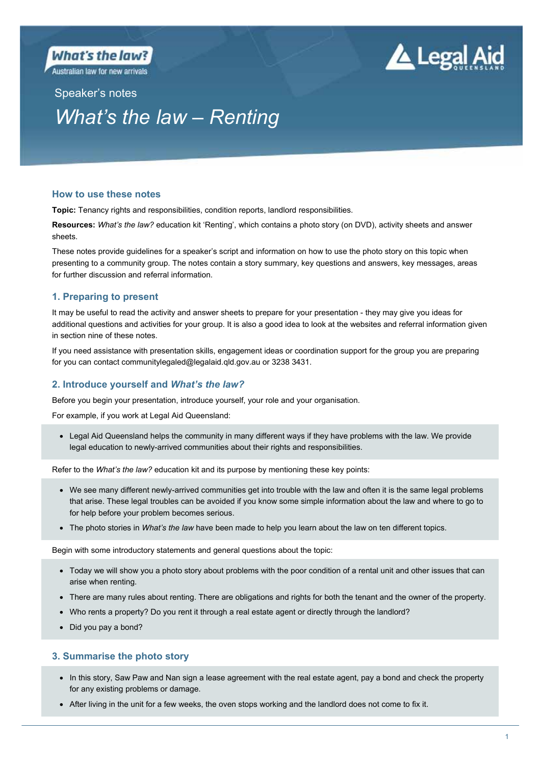What's the law?
Australian law for new arrivals

Legal Aid QUEENSLAND

Speaker's notes

# *What's the law – Renting*

## How to use these notes

**Topic:** Tenancy rights and responsibilities, condition reports, landlord responsibilities.

**Resources:** *What's the law?* education kit 'Renting', which contains a photo story (on DVD), activity sheets and answer sheets.

These notes provide guidelines for a speaker's script and information on how to use the photo story on this topic when presenting to a community group. The notes contain a story summary, key questions and answers, key messages, areas for further discussion and referral information.

## 1. Preparing to present

It may be useful to read the activity and answer sheets to prepare for your presentation - they may give you ideas for additional questions and activities for your group. It is also a good idea to look at the websites and referral information given in section nine of these notes.

If you need assistance with presentation skills, engagement ideas or coordination support for the group you are preparing for you can contact communitylegaled@legalaid.qld.gov.au or 3238 3431.

## 2. Introduce yourself and *What's the law?*

Before you begin your presentation, introduce yourself, your role and your organisation.

For example, if you work at Legal Aid Queensland:

- Legal Aid Queensland helps the community in many different ways if they have problems with the law. We provide legal education to newly-arrived communities about their rights and responsibilities.

Refer to the *What's the law?* education kit and its purpose by mentioning these key points:

- We see many different newly-arrived communities get into trouble with the law and often it is the same legal problems that arise. These legal troubles can be avoided if you know some simple information about the law and where to go to for help before your problem becomes serious.
- The photo stories in *What's the law* have been made to help you learn about the law on ten different topics.

Begin with some introductory statements and general questions about the topic:

- Today we will show you a photo story about problems with the poor condition of a rental unit and other issues that can arise when renting.
- There are many rules about renting. There are obligations and rights for both the tenant and the owner of the property.
- Who rents a property? Do you rent it through a real estate agent or directly through the landlord?
- Did you pay a bond?

## 3. Summarise the photo story

- In this story, Saw Paw and Nan sign a lease agreement with the real estate agent, pay a bond and check the property for any existing problems or damage.
- After living in the unit for a few weeks, the oven stops working and the landlord does not come to fix it.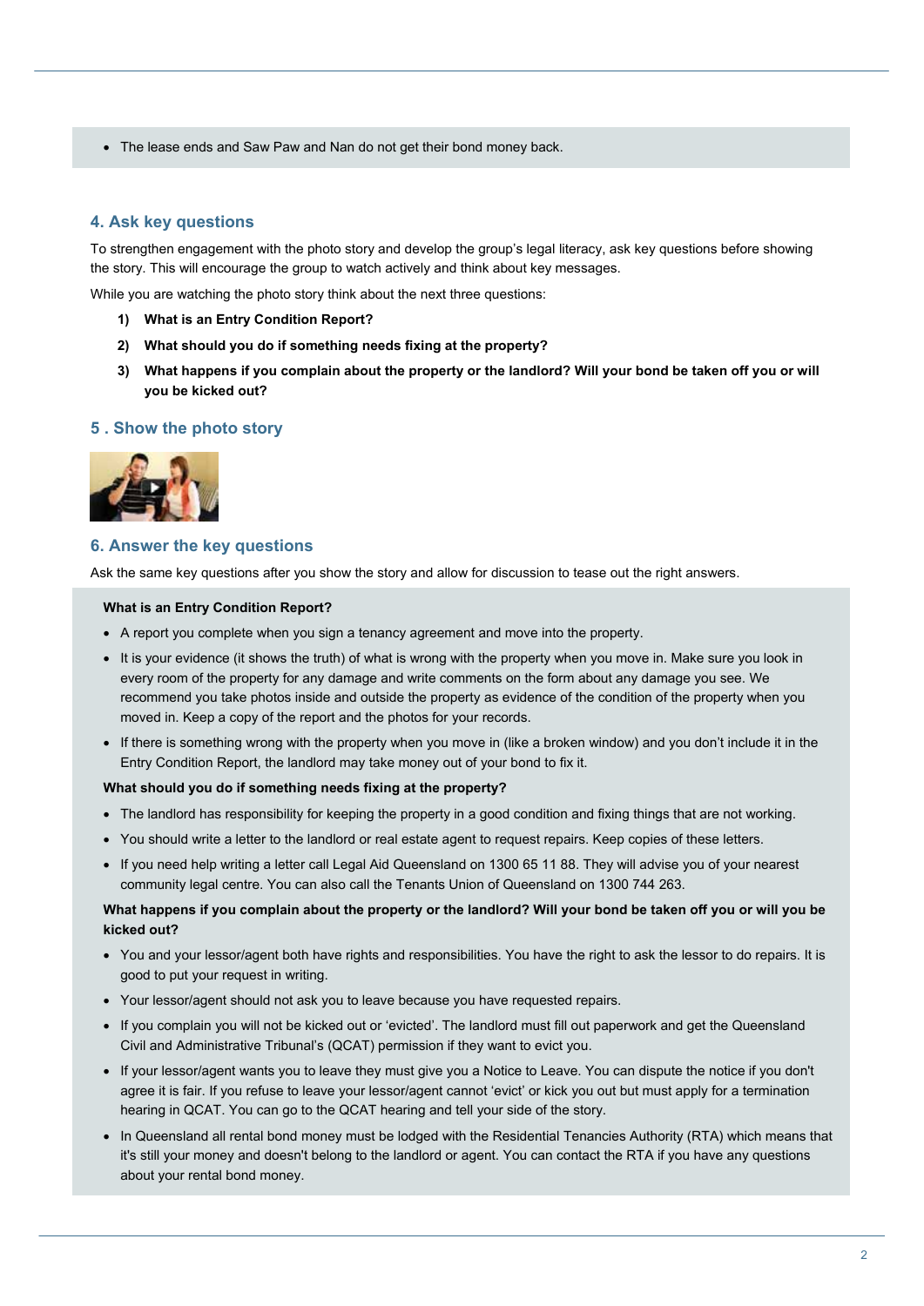- The lease ends and Saw Paw and Nan do not get their bond money back.

## 4. Ask key questions

To strengthen engagement with the photo story and develop the group's legal literacy, ask key questions before showing the story. This will encourage the group to watch actively and think about key messages.

While you are watching the photo story think about the next three questions:

1) **What is an Entry Condition Report?**
2) **What should you do if something needs fixing at the property?**
3) **What happens if you complain about the property or the landlord? Will your bond be taken off you or will you be kicked out?**

## 5 . Show the photo story

## 6. Answer the key questions

Ask the same key questions after you show the story and allow for discussion to tease out the right answers.

**What is an Entry Condition Report?**

- A report you complete when you sign a tenancy agreement and move into the property.
- It is your evidence (it shows the truth) of what is wrong with the property when you move in. Make sure you look in every room of the property for any damage and write comments on the form about any damage you see. We recommend you take photos inside and outside the property as evidence of the condition of the property when you moved in. Keep a copy of the report and the photos for your records.
- If there is something wrong with the property when you move in (like a broken window) and you don't include it in the Entry Condition Report, the landlord may take money out of your bond to fix it.

**What should you do if something needs fixing at the property?**

- The landlord has responsibility for keeping the property in a good condition and fixing things that are not working.
- You should write a letter to the landlord or real estate agent to request repairs. Keep copies of these letters.
- If you need help writing a letter call Legal Aid Queensland on 1300 65 11 88. They will advise you of your nearest community legal centre. You can also call the Tenants Union of Queensland on 1300 744 263.

**What happens if you complain about the property or the landlord? Will your bond be taken off you or will you be kicked out?**

- You and your lessor/agent both have rights and responsibilities. You have the right to ask the lessor to do repairs. It is good to put your request in writing.
- Your lessor/agent should not ask you to leave because you have requested repairs.
- If you complain you will not be kicked out or 'evicted'. The landlord must fill out paperwork and get the Queensland Civil and Administrative Tribunal's (QCAT) permission if they want to evict you.
- If your lessor/agent wants you to leave they must give you a Notice to Leave. You can dispute the notice if you don't agree it is fair. If you refuse to leave your lessor/agent cannot 'evict' or kick you out but must apply for a termination hearing in QCAT. You can go to the QCAT hearing and tell your side of the story.
- In Queensland all rental bond money must be lodged with the Residential Tenancies Authority (RTA) which means that it's still your money and doesn't belong to the landlord or agent. You can contact the RTA if you have any questions about your rental bond money.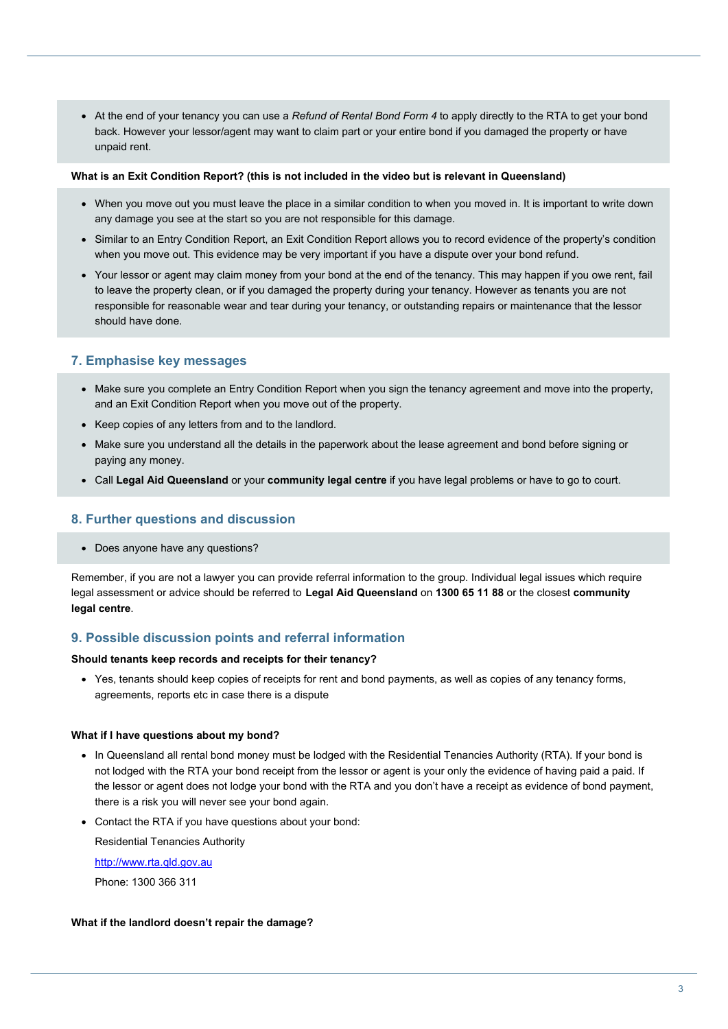- At the end of your tenancy you can use a *Refund of Rental Bond Form 4* to apply directly to the RTA to get your bond back. However your lessor/agent may want to claim part or your entire bond if you damaged the property or have unpaid rent.

**What is an Exit Condition Report? (this is not included in the video but is relevant in Queensland)**

- When you move out you must leave the place in a similar condition to when you moved in. It is important to write down any damage you see at the start so you are not responsible for this damage.
- Similar to an Entry Condition Report, an Exit Condition Report allows you to record evidence of the property's condition when you move out. This evidence may be very important if you have a dispute over your bond refund.
- Your lessor or agent may claim money from your bond at the end of the tenancy. This may happen if you owe rent, fail to leave the property clean, or if you damaged the property during your tenancy. However as tenants you are not responsible for reasonable wear and tear during your tenancy, or outstanding repairs or maintenance that the lessor should have done.

## 7. Emphasise key messages

- Make sure you complete an Entry Condition Report when you sign the tenancy agreement and move into the property, and an Exit Condition Report when you move out of the property.
- Keep copies of any letters from and to the landlord.
- Make sure you understand all the details in the paperwork about the lease agreement and bond before signing or paying any money.
- Call **Legal Aid Queensland** or your **community legal centre** if you have legal problems or have to go to court.

## 8. Further questions and discussion

- Does anyone have any questions?

Remember, if you are not a lawyer you can provide referral information to the group. Individual legal issues which require legal assessment or advice should be referred to **Legal Aid Queensland** on **1300 65 11 88** or the closest **community legal centre**.

## 9. Possible discussion points and referral information

**Should tenants keep records and receipts for their tenancy?**

- Yes, tenants should keep copies of receipts for rent and bond payments, as well as copies of any tenancy forms, agreements, reports etc in case there is a dispute

**What if I have questions about my bond?**

- In Queensland all rental bond money must be lodged with the Residential Tenancies Authority (RTA). If your bond is not lodged with the RTA your bond receipt from the lessor or agent is your only the evidence of having paid a paid. If the lessor or agent does not lodge your bond with the RTA and you don't have a receipt as evidence of bond payment, there is a risk you will never see your bond again.
- Contact the RTA if you have questions about your bond:

  Residential Tenancies Authority

  http://www.rta.qld.gov.au

  Phone: 1300 366 311

**What if the landlord doesn't repair the damage?**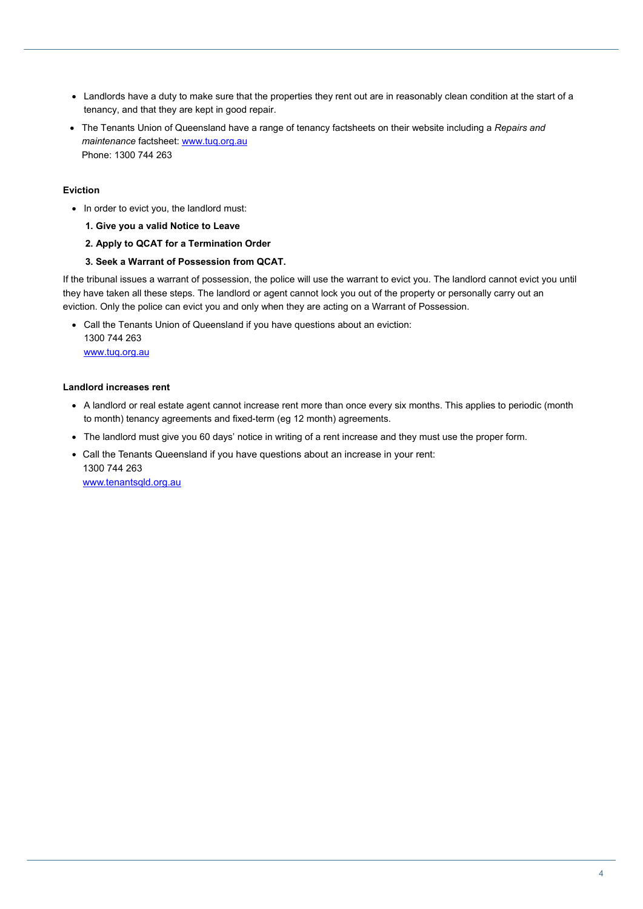- Landlords have a duty to make sure that the properties they rent out are in reasonably clean condition at the start of a tenancy, and that they are kept in good repair.
- The Tenants Union of Queensland have a range of tenancy factsheets on their website including a *Repairs and maintenance* factsheet: [www.tuq.org.au](http://www.tuq.org.au)
  Phone: 1300 744 263

**Eviction**

- In order to evict you, the landlord must:

  **1. Give you a valid Notice to Leave**

  **2. Apply to QCAT for a Termination Order**

  **3. Seek a Warrant of Possession from QCAT.**

If the tribunal issues a warrant of possession, the police will use the warrant to evict you. The landlord cannot evict you until they have taken all these steps. The landlord or agent cannot lock you out of the property or personally carry out an eviction. Only the police can evict you and only when they are acting on a Warrant of Possession.

- Call the Tenants Union of Queensland if you have questions about an eviction:
  1300 744 263
  [www.tuq.org.au](http://www.tuq.org.au)

**Landlord increases rent**

- A landlord or real estate agent cannot increase rent more than once every six months. This applies to periodic (month to month) tenancy agreements and fixed-term (eg 12 month) agreements.
- The landlord must give you 60 days' notice in writing of a rent increase and they must use the proper form.
- Call the Tenants Queensland if you have questions about an increase in your rent:
  1300 744 263
  [www.tenantsqld.org.au](http://www.tenantsqld.org.au)